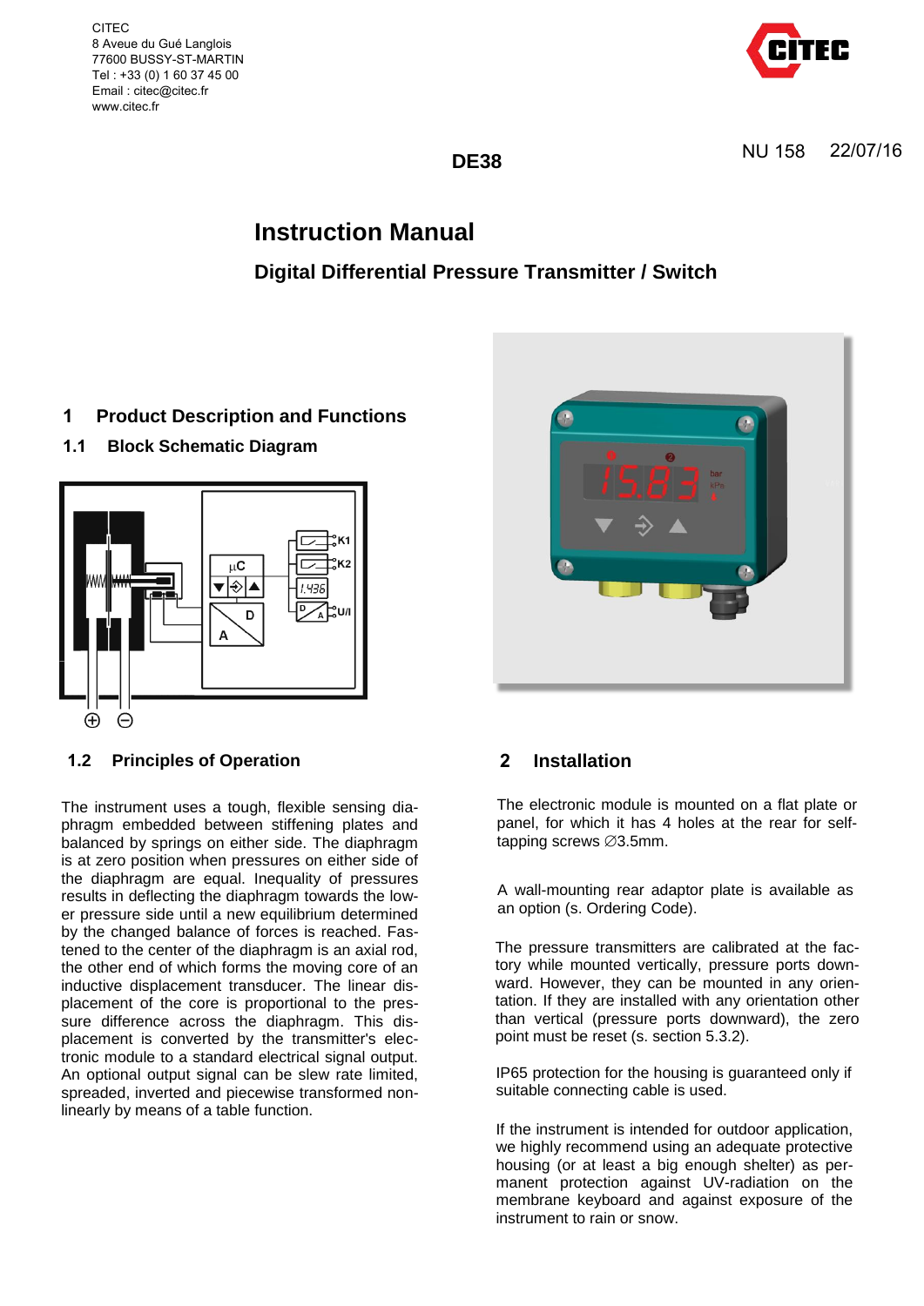CITEC
8 Aveue du Gué Langlois
77600 BUSSY-ST-MARTIN
Tel : +33 (0) 1 60 37 45 00
Email : citec@citec.fr
www.citec.fr

**DE38**

NU 158    22/07/16

# Instruction Manual

## Digital Differential Pressure Transmitter / Switch

## 1 Product Description and Functions

### 1.1 Block Schematic Diagram

### 1.2 Principles of Operation

The instrument uses a tough, flexible sensing diaphragm embedded between stiffening plates and balanced by springs on either side. The diaphragm is at zero position when pressures on either side of the diaphragm are equal. Inequality of pressures results in deflecting the diaphragm towards the lower pressure side until a new equilibrium determined by the changed balance of forces is reached. Fastened to the center of the diaphragm is an axial rod, the other end of which forms the moving core of an inductive displacement transducer. The linear displacement of the core is proportional to the pressure difference across the diaphragm. This displacement is converted by the transmitter's electronic module to a standard electrical signal output. An optional output signal can be slew rate limited, spreaded, inverted and piecewise transformed nonlinearly by means of a table function.

## 2 Installation

The electronic module is mounted on a flat plate or panel, for which it has 4 holes at the rear for self-tapping screws ∅3.5mm.

A wall-mounting rear adaptor plate is available as an option (s. Ordering Code).

The pressure transmitters are calibrated at the factory while mounted vertically, pressure ports downward. However, they can be mounted in any orientation. If they are installed with any orientation other than vertical (pressure ports downward), the zero point must be reset (s. section 5.3.2).

IP65 protection for the housing is guaranteed only if suitable connecting cable is used.

If the instrument is intended for outdoor application, we highly recommend using an adequate protective housing (or at least a big enough shelter) as permanent protection against UV-radiation on the membrane keyboard and against exposure of the instrument to rain or snow.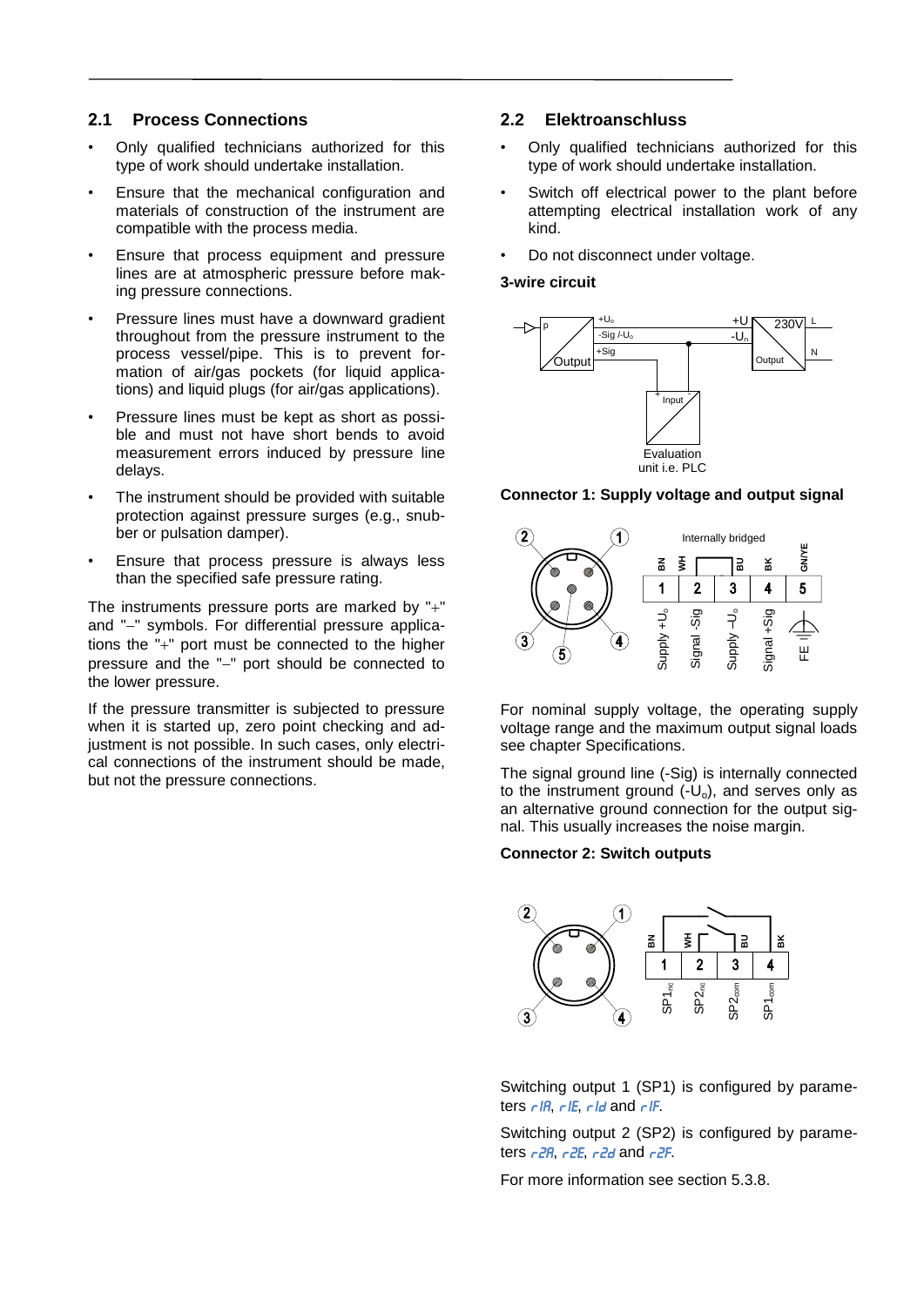## 2.1 Process Connections

- Only qualified technicians authorized for this type of work should undertake installation.
- Ensure that the mechanical configuration and materials of construction of the instrument are compatible with the process media.
- Ensure that process equipment and pressure lines are at atmospheric pressure before making pressure connections.
- Pressure lines must have a downward gradient throughout from the pressure instrument to the process vessel/pipe. This is to prevent formation of air/gas pockets (for liquid applications) and liquid plugs (for air/gas applications).
- Pressure lines must be kept as short as possible and must not have short bends to avoid measurement errors induced by pressure line delays.
- The instrument should be provided with suitable protection against pressure surges (e.g., snubber or pulsation damper).
- Ensure that process pressure is always less than the specified safe pressure rating.

The instruments pressure ports are marked by "+" and "–" symbols. For differential pressure applications the "+" port must be connected to the higher pressure and the "–" port should be connected to the lower pressure.

If the pressure transmitter is subjected to pressure when it is started up, zero point checking and adjustment is not possible. In such cases, only electrical connections of the instrument should be made, but not the pressure connections.

## 2.2 Elektroanschluss

- Only qualified technicians authorized for this type of work should undertake installation.
- Switch off electrical power to the plant before attempting electrical installation work of any kind.
- Do not disconnect under voltage.

**3-wire circuit**

**Connector 1: Supply voltage and output signal**

Internally bridged

| BN | WH | BU | BK | GN/YE |
|---|---|---|---|---|
| 1 | 2 | 3 | 4 | 5 |
| Supply $+U_o$ | Signal -Sig | Supply $-U_o$ | Signal +Sig | FE |

For nominal supply voltage, the operating supply voltage range and the maximum output signal loads see chapter Specifications.

The signal ground line (-Sig) is internally connected to the instrument ground ($-U_o$), and serves only as an alternative ground connection for the output signal. This usually increases the noise margin.

**Connector 2: Switch outputs**

| BN | WH | BU | BK |
|---|---|---|---|
| 1 | 2 | 3 | 4 |
| $SP1_{nc}$ | $SP2_{nc}$ | $SP2_{com}$ | $SP1_{com}$ |

Switching output 1 (SP1) is configured by parameters r1A, r1E, r1d and r1F.

Switching output 2 (SP2) is configured by parameters r2A, r2E, r2d and r2F.

For more information see section 5.3.8.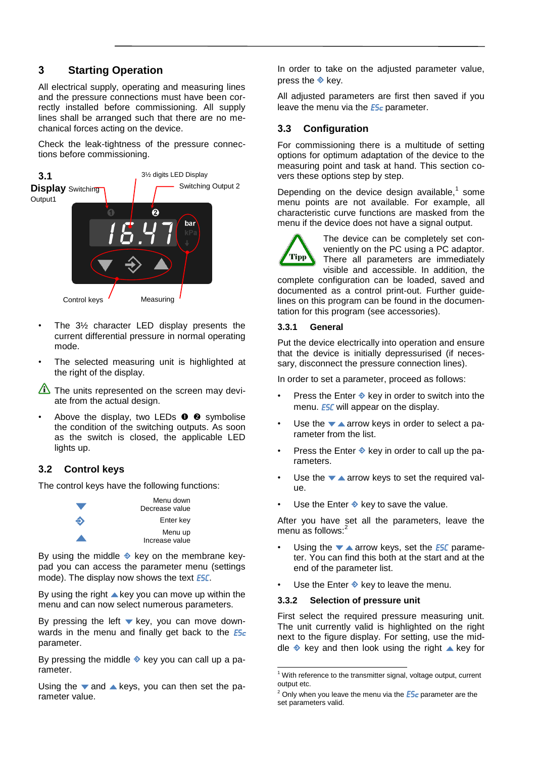# 3 Starting Operation

All electrical supply, operating and measuring lines and the pressure connections must have been correctly installed before commissioning. All supply lines shall be arranged such that there are no mechanical forces acting on the device.

Check the leak-tightness of the pressure connections before commissioning.

## 3.1 Display

Switching Output1

3½ digits LED Display

Switching Output 2

Control keys

Measuring

- The 3½ character LED display presents the current differential pressure in normal operating mode.
- The selected measuring unit is highlighted at the right of the display.

⚠ The units represented on the screen may deviate from the actual design.

- Above the display, two LEDs ❶ ❷ symbolise the condition of the switching outputs. As soon as the switch is closed, the applicable LED lights up.

## 3.2 Control keys

The control keys have the following functions:

| Key | Function |
|---|---|
| ▼ | Menu down<br>Decrease value |
| ◈ | Enter key |
| ▲ | Menu up<br>Increase value |

By using the middle ◈ key on the membrane keypad you can access the parameter menu (settings mode). The display now shows the text ESC.

By using the right ▲ key you can move up within the menu and can now select numerous parameters.

By pressing the left ▼ key, you can move downwards in the menu and finally get back to the ESc parameter.

By pressing the middle ◈ key you can call up a parameter.

Using the ▼ and ▲ keys, you can then set the parameter value.

In order to take on the adjusted parameter value, press the ◈ key.

All adjusted parameters are first then saved if you leave the menu via the ESc parameter.

## 3.3 Configuration

For commissioning there is a multitude of setting options for optimum adaptation of the device to the measuring point and task at hand. This section covers these options step by step.

Depending on the device design available,[1] some menu points are not available. For example, all characteristic curve functions are masked from the menu if the device does not have a signal output.

Tipp: The device can be completely set conveniently on the PC using a PC adaptor. There all parameters are immediately visible and accessible. In addition, the complete configuration can be loaded, saved and documented as a control print-out. Further guidelines on this program can be found in the documentation for this program (see accessories).

### 3.3.1 General

Put the device electrically into operation and ensure that the device is initially depressurised (if necessary, disconnect the pressure connection lines).

In order to set a parameter, proceed as follows:

- Press the Enter ◈ key in order to switch into the menu. ESC will appear on the display.
- Use the ▼ ▲ arrow keys in order to select a parameter from the list.
- Press the Enter ◈ key in order to call up the parameters.
- Use the ▼ ▲ arrow keys to set the required value.
- Use the Enter ◈ key to save the value.

After you have set all the parameters, leave the menu as follows:[2]

- Using the ▼ ▲ arrow keys, set the ESC parameter. You can find this both at the start and at the end of the parameter list.
- Use the Enter ◈ key to leave the menu.

### 3.3.2 Selection of pressure unit

First select the required pressure measuring unit. The unit currently valid is highlighted on the right next to the figure display. For setting, use the middle ◈ key and then look using the right ▲ key for

[1] With reference to the transmitter signal, voltage output, current output etc.

[2] Only when you leave the menu via the ESc parameter are the set parameters valid.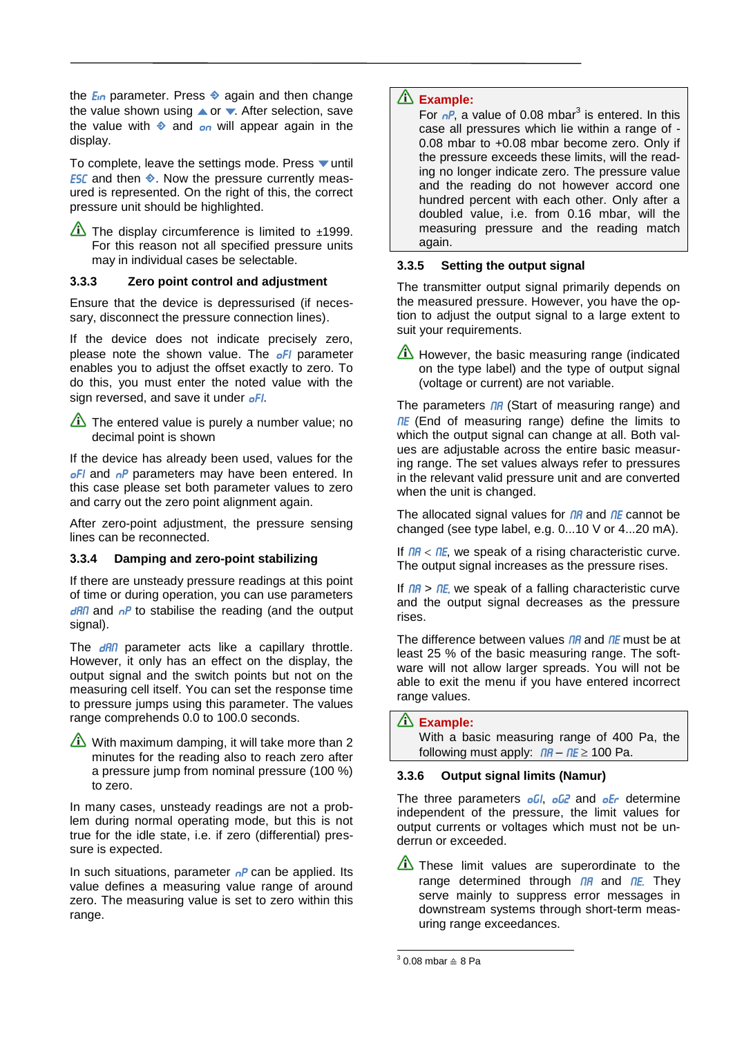the Ein parameter. Press ◆ again and then change the value shown using ▲ or ▼. After selection, save the value with ◆ and on will appear again in the display.

To complete, leave the settings mode. Press ▼ until ESC and then ◆. Now the pressure currently measured is represented. On the right of this, the correct pressure unit should be highlighted.

⚠ The display circumference is limited to ±1999. For this reason not all specified pressure units may in individual cases be selectable.

### 3.3.3 Zero point control and adjustment

Ensure that the device is depressurised (if necessary, disconnect the pressure connection lines).

If the device does not indicate precisely zero, please note the shown value. The oFI parameter enables you to adjust the offset exactly to zero. To do this, you must enter the noted value with the sign reversed, and save it under oFI.

⚠ The entered value is purely a number value; no decimal point is shown

If the device has already been used, values for the oFI and nP parameters may have been entered. In this case please set both parameter values to zero and carry out the zero point alignment again.

After zero-point adjustment, the pressure sensing lines can be reconnected.

### 3.3.4 Damping and zero-point stabilizing

If there are unsteady pressure readings at this point of time or during operation, you can use parameters dAN and nP to stabilise the reading (and the output signal).

The dAN parameter acts like a capillary throttle. However, it only has an effect on the display, the output signal and the switch points but not on the measuring cell itself. You can set the response time to pressure jumps using this parameter. The values range comprehends 0.0 to 100.0 seconds.

⚠ With maximum damping, it will take more than 2 minutes for the reading also to reach zero after a pressure jump from nominal pressure (100 %) to zero.

In many cases, unsteady readings are not a problem during normal operating mode, but this is not true for the idle state, i.e. if zero (differential) pressure is expected.

In such situations, parameter nP can be applied. Its value defines a measuring value range of around zero. The measuring value is set to zero within this range.

> ⚠ **Example:**
> For nP, a value of 0.08 mbar[3] is entered. In this case all pressures which lie within a range of -0.08 mbar to +0.08 mbar become zero. Only if the pressure exceeds these limits, will the reading no longer indicate zero. The pressure value and the reading do not however accord one hundred percent with each other. Only after a doubled value, i.e. from 0.16 mbar, will the measuring pressure and the reading match again.

### 3.3.5 Setting the output signal

The transmitter output signal primarily depends on the measured pressure. However, you have the option to adjust the output signal to a large extent to suit your requirements.

⚠ However, the basic measuring range (indicated on the type label) and the type of output signal (voltage or current) are not variable.

The parameters MA (Start of measuring range) and ME (End of measuring range) define the limits to which the output signal can change at all. Both values are adjustable across the entire basic measuring range. The set values always refer to pressures in the relevant valid pressure unit and are converted when the unit is changed.

The allocated signal values for MA and ME cannot be changed (see type label, e.g. 0...10 V or 4...20 mA).

If MA < ME, we speak of a rising characteristic curve. The output signal increases as the pressure rises.

If MA > ME, we speak of a falling characteristic curve and the output signal decreases as the pressure rises.

The difference between values MA and ME must be at least 25 % of the basic measuring range. The software will not allow larger spreads. You will not be able to exit the menu if you have entered incorrect range values.

> ⚠ **Example:**
> With a basic measuring range of 400 Pa, the following must apply: MA – ME ≥ 100 Pa.

### 3.3.6 Output signal limits (Namur)

The three parameters oGI, oG2 and oEr determine independent of the pressure, the limit values for output currents or voltages which must not be underrun or exceeded.

⚠ These limit values are superordinate to the range determined through MA and ME. They serve mainly to suppress error messages in downstream systems through short-term measuring range exceedances.

---

[3] 0.08 mbar ≙ 8 Pa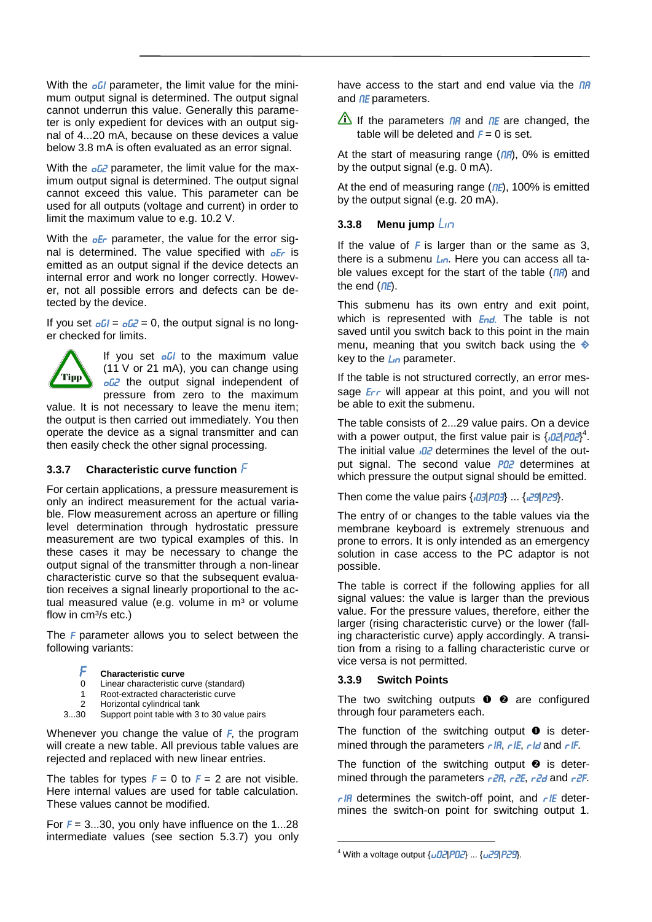With the oG1 parameter, the limit value for the minimum output signal is determined. The output signal cannot underrun this value. Generally this parameter is only expedient for devices with an output signal of 4...20 mA, because on these devices a value below 3.8 mA is often evaluated as an error signal.

With the oG2 parameter, the limit value for the maximum output signal is determined. The output signal cannot exceed this value. This parameter can be used for all outputs (voltage and current) in order to limit the maximum value to e.g. 10.2 V.

With the oEr parameter, the value for the error signal is determined. The value specified with oEr is emitted as an output signal if the device detects an internal error and work no longer correctly. However, not all possible errors and defects can be detected by the device.

If you set oG1 = oG2 = 0, the output signal is no longer checked for limits.

**Tipp** If you set oG1 to the maximum value (11 V or 21 mA), you can change using oG2 the output signal independent of pressure from zero to the maximum value. It is not necessary to leave the menu item; the output is then carried out immediately. You then operate the device as a signal transmitter and can then easily check the other signal processing.

### 3.3.7 Characteristic curve function F

For certain applications, a pressure measurement is only an indirect measurement for the actual variable. Flow measurement across an aperture or filling level determination through hydrostatic pressure measurement are two typical examples of this. In these cases it may be necessary to change the output signal of the transmitter through a non-linear characteristic curve so that the subsequent evaluation receives a signal linearly proportional to the actual measured value (e.g. volume in m³ or volume flow in cm³/s etc.)

The F parameter allows you to select between the following variants:

| F | Characteristic curve |
|---|---|
| 0 | Linear characteristic curve (standard) |
| 1 | Root-extracted characteristic curve |
| 2 | Horizontal cylindrical tank |
| 3...30 | Support point table with 3 to 30 value pairs |

Whenever you change the value of F, the program will create a new table. All previous table values are rejected and replaced with new linear entries.

The tables for types F = 0 to F = 2 are not visible. Here internal values are used for table calculation. These values cannot be modified.

For F = 3...30, you only have influence on the 1...28 intermediate values (see section 5.3.7) you only have access to the start and end value via the nA and nE parameters.

⚠ If the parameters nA and nE are changed, the table will be deleted and F = 0 is set.

At the start of measuring range (nA), 0% is emitted by the output signal (e.g. 0 mA).

At the end of measuring range (nE), 100% is emitted by the output signal (e.g. 20 mA).

### 3.3.8 Menu jump Lin

If the value of F is larger than or the same as 3, there is a submenu Lin. Here you can access all table values except for the start of the table (nA) and the end (nE).

This submenu has its own entry and exit point, which is represented with End. The table is not saved until you switch back to this point in the main menu, meaning that you switch back using the ◆ key to the Lin parameter.

If the table is not structured correctly, an error message Err will appear at this point, and you will not be able to exit the submenu.

The table consists of 2...29 value pairs. On a device with a power output, the first value pair is {i02|P02}[4]. The initial value i02 determines the level of the output signal. The second value P02 determines at which pressure the output signal should be emitted.

Then come the value pairs {i03|P03} ... {i29|P29}.

The entry of or changes to the table values via the membrane keyboard is extremely strenuous and prone to errors. It is only intended as an emergency solution in case access to the PC adaptor is not possible.

The table is correct if the following applies for all signal values: the value is larger than the previous value. For the pressure values, therefore, either the larger (rising characteristic curve) or the lower (falling characteristic curve) apply accordingly. A transition from a rising to a falling characteristic curve or vice versa is not permitted.

### 3.3.9 Switch Points

The two switching outputs ❶ ❷ are configured through four parameters each.

The function of the switching output ❶ is determined through the parameters r1A, r1E, r1d and r1F.

The function of the switching output ❷ is determined through the parameters r2A, r2E, r2d and r2F.

r1A determines the switch-off point, and r1E determines the switch-on point for switching output 1.

[4] With a voltage output {u02|P02} ... {u29|P29}.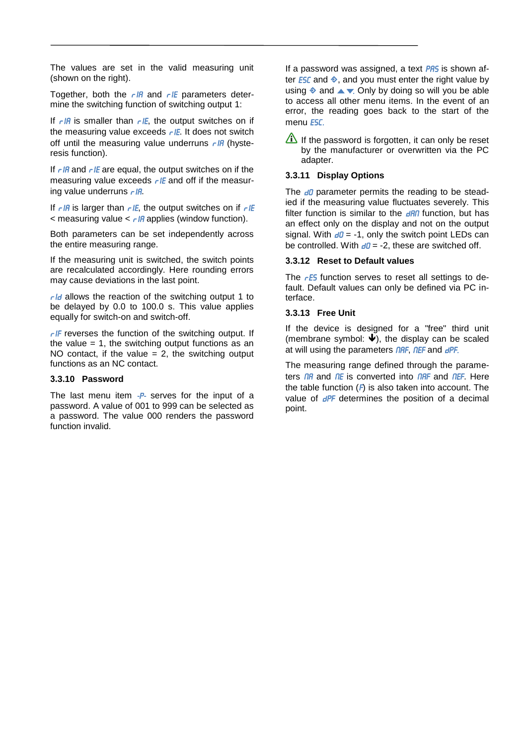The values are set in the valid measuring unit (shown on the right).

Together, both the rIA and rIE parameters determine the switching function of switching output 1:

If rIA is smaller than rIE, the output switches on if the measuring value exceeds rIE. It does not switch off until the measuring value underruns rIA (hysteresis function).

If rIA and rIE are equal, the output switches on if the measuring value exceeds rIE and off if the measuring value underruns rIA.

If rIA is larger than rIE, the output switches on if rIE < measuring value < rIA applies (window function).

Both parameters can be set independently across the entire measuring range.

If the measuring unit is switched, the switch points are recalculated accordingly. Here rounding errors may cause deviations in the last point.

rId allows the reaction of the switching output 1 to be delayed by 0.0 to 100.0 s. This value applies equally for switch-on and switch-off.

rIF reverses the function of the switching output. If the value = 1, the switching output functions as an NO contact, if the value = 2, the switching output functions as an NC contact.

### 3.3.10 Password

The last menu item -P- serves for the input of a password. A value of 001 to 999 can be selected as a password. The value 000 renders the password function invalid.

If a password was assigned, a text PAS is shown after ESC and ◆, and you must enter the right value by using ◆ and ▲▼. Only by doing so will you be able to access all other menu items. In the event of an error, the reading goes back to the start of the menu ESC.

⚠ If the password is forgotten, it can only be reset by the manufacturer or overwritten via the PC adapter.

### 3.3.11 Display Options

The d0 parameter permits the reading to be steadied if the measuring value fluctuates severely. This filter function is similar to the dAn function, but has an effect only on the display and not on the output signal. With d0 = -1, only the switch point LEDs can be controlled. With d0 = -2, these are switched off.

### 3.3.12 Reset to Default values

The rES function serves to reset all settings to default. Default values can only be defined via PC interface.

### 3.3.13 Free Unit

If the device is designed for a "free" third unit (membrane symbol: 🡻), the display can be scaled at will using the parameters nAF, nEF and dPF.

The measuring range defined through the parameters nA and nE is converted into nAF and nEF. Here the table function (F) is also taken into account. The value of dPF determines the position of a decimal point.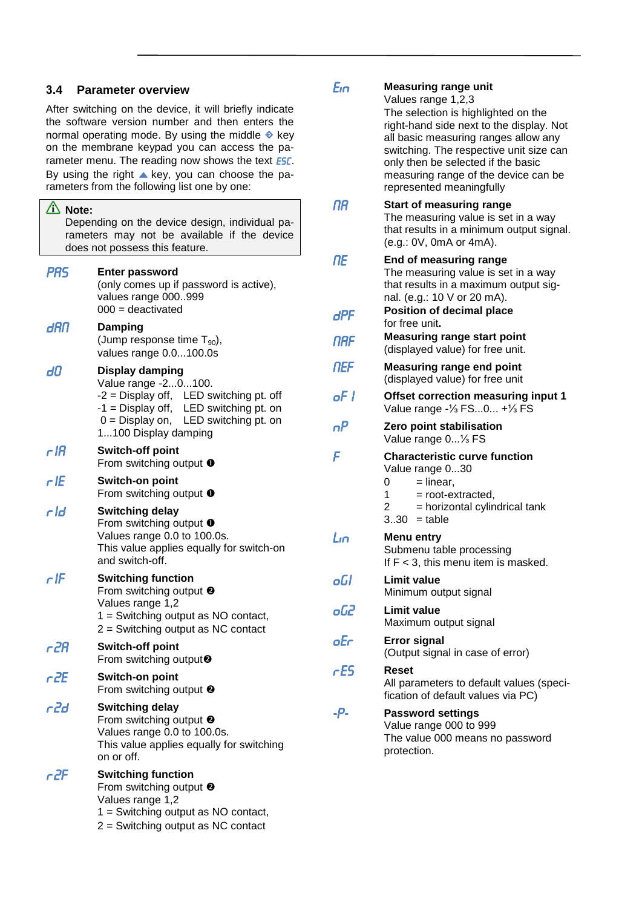### 3.4 Parameter overview

After switching on the device, it will briefly indicate the software version number and then enters the normal operating mode. By using the middle ◆ key on the membrane keypad you can access the parameter menu. The reading now shows the text *ESC*. By using the right ▲ key, you can choose the parameters from the following list one by one:

> ⚠ **Note:**
> Depending on the device design, individual parameters may not be available if the device does not possess this feature.

| Code | Parameter |
|---|---|
| *PAS* | **Enter password**<br>(only comes up if password is active), values range 000..999<br>000 = deactivated |
| *dAn* | **Damping**<br>(Jump response time $T_{90}$), values range 0.0...100.0s |
| *d0* | **Display damping**<br>Value range -2...0...100.<br>-2 = Display off, LED switching pt. off<br>-1 = Display off, LED switching pt. on<br>0 = Display on, LED switching pt. on<br>1...100 Display damping |
| *r1A* | **Switch-off point**<br>From switching output ❶ |
| *r1E* | **Switch-on point**<br>From switching output ❶ |
| *r1d* | **Switching delay**<br>From switching output ❶<br>Values range 0.0 to 100.0s.<br>This value applies equally for switch-on and switch-off. |
| *r1F* | **Switching function**<br>From switching output ❷<br>Values range 1,2<br>1 = Switching output as NO contact,<br>2 = Switching output as NC contact |
| *r2A* | **Switch-off point**<br>From switching output❷ |
| *r2E* | **Switch-on point**<br>From switching output ❷ |
| *r2d* | **Switching delay**<br>From switching output ❷<br>Values range 0.0 to 100.0s.<br>This value applies equally for switching on or off. |
| *r2F* | **Switching function**<br>From switching output ❷<br>Values range 1,2<br>1 = Switching output as NO contact,<br>2 = Switching output as NC contact |
| *Ein* | **Measuring range unit**<br>Values range 1,2,3<br>The selection is highlighted on the right-hand side next to the display. Not all basic measuring ranges allow any switching. The respective unit size can only then be selected if the basic measuring range of the device can be represented meaningfully |
| *nA* | **Start of measuring range**<br>The measuring value is set in a way that results in a minimum output signal. (e.g.: 0V, 0mA or 4mA). |
| *nE* | **End of measuring range**<br>The measuring value is set in a way that results in a maximum output signal. (e.g.: 10 V or 20 mA). |
| *dPF* | **Position of decimal place**<br>for free unit**.** |
| *nAF* | **Measuring range start point**<br>(displayed value) for free unit. |
| *nEF* | **Measuring range end point**<br>(displayed value) for free unit |
| *oF1* | **Offset correction measuring input 1**<br>Value range -⅓ FS...0... +⅓ FS |
| *nP* | **Zero point stabilisation**<br>Value range 0...⅓ FS |
| *F* | **Characteristic curve function**<br>Value range 0...30<br>0 = linear,<br>1 = root-extracted,<br>2 = horizontal cylindrical tank<br>3..30 = table |
| *Lin* | **Menu entry**<br>Submenu table processing<br>If F < 3, this menu item is masked. |
| *oG1* | **Limit value**<br>Minimum output signal |
| *oG2* | **Limit value**<br>Maximum output signal |
| *oEr* | **Error signal**<br>(Output signal in case of error) |
| *rES* | **Reset**<br>All parameters to default values (specification of default values via PC) |
| *-P-* | **Password settings**<br>Value range 000 to 999<br>The value 000 means no password protection. |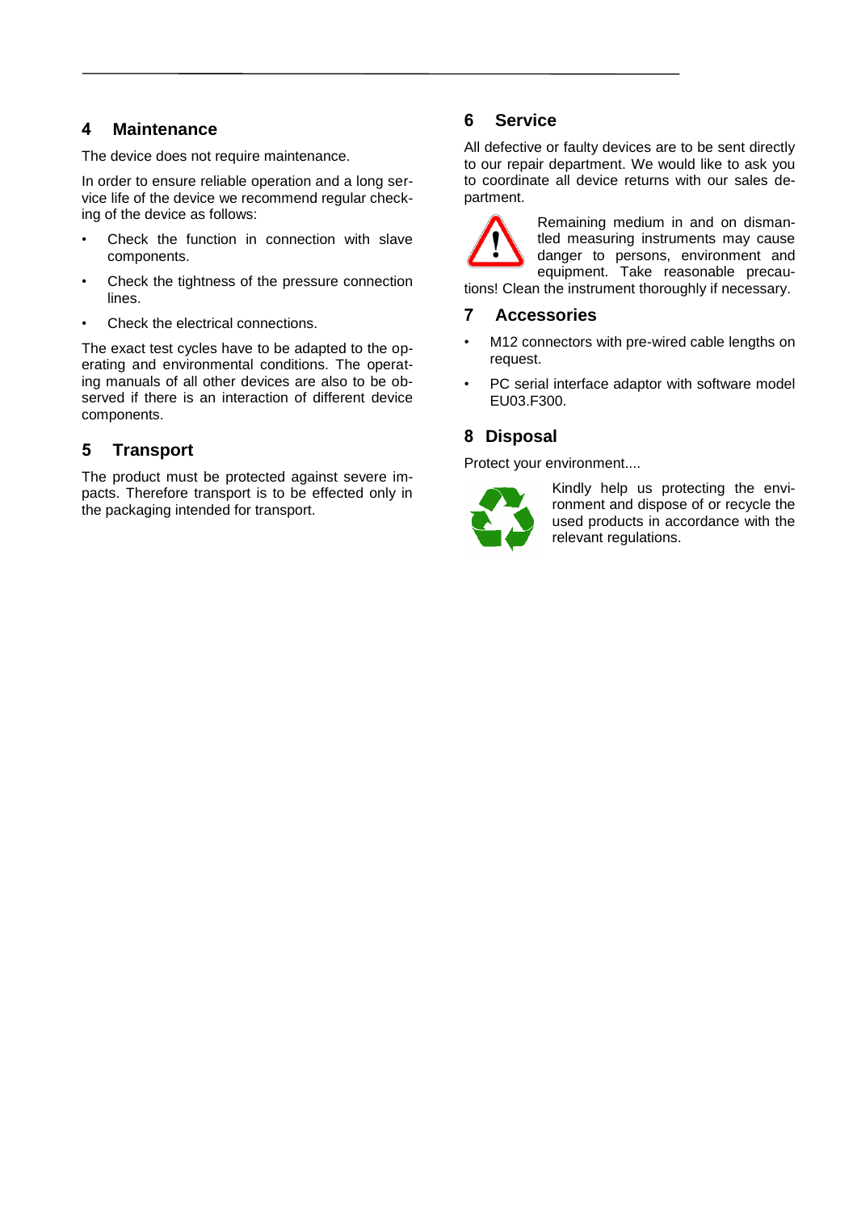## 4 Maintenance

The device does not require maintenance.

In order to ensure reliable operation and a long service life of the device we recommend regular checking of the device as follows:

- Check the function in connection with slave components.
- Check the tightness of the pressure connection lines.
- Check the electrical connections.

The exact test cycles have to be adapted to the operating and environmental conditions. The operating manuals of all other devices are also to be observed if there is an interaction of different device components.

## 5 Transport

The product must be protected against severe impacts. Therefore transport is to be effected only in the packaging intended for transport.

## 6 Service

All defective or faulty devices are to be sent directly to our repair department. We would like to ask you to coordinate all device returns with our sales department.

Remaining medium in and on dismantled measuring instruments may cause danger to persons, environment and equipment. Take reasonable precautions! Clean the instrument thoroughly if necessary.

## 7 Accessories

- M12 connectors with pre-wired cable lengths on request.
- PC serial interface adaptor with software model EU03.F300.

## 8 Disposal

Protect your environment....

Kindly help us protecting the environment and dispose of or recycle the used products in accordance with the relevant regulations.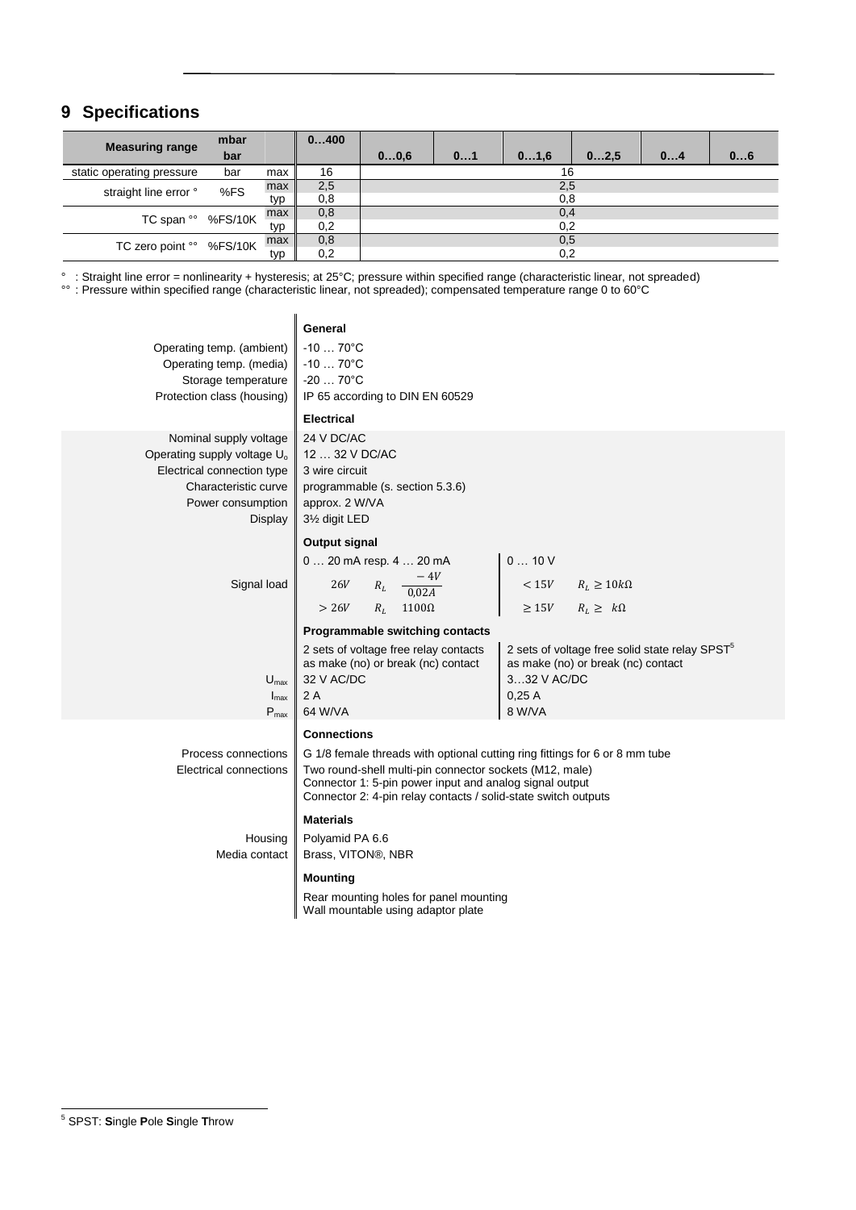## 9 Specifications

| Measuring range | mbar / bar | | 0…400 (mbar) | 0…0,6 (bar) | 0…1 (bar) | 0…1,6 (bar) | 0…2,5 (bar) | 0…4 (bar) | 0…6 (bar) |
|---|---|---|---|---|---|---|---|---|---|
| static operating pressure | bar | max | 16 | 16 | | | | | |
| straight line error ° | %FS | max | 2,5 | 2,5 | | | | | |
| | | typ | 0,8 | 0,8 | | | | | |
| TC span °° | %FS/10K | max | 0,8 | 0,4 | | | | | |
| | | typ | 0,2 | 0,2 | | | | | |
| TC zero point °° | %FS/10K | max | 0,8 | 0,5 | | | | | |
| | | typ | 0,2 | 0,2 | | | | | |

° : Straight line error = nonlinearity + hysteresis; at 25°C; pressure within specified range (characteristic linear, not spreaded)
°° : Pressure within specified range (characteristic linear, not spreaded); compensated temperature range 0 to 60°C

| | |
|---|---|
| | **General** |
| Operating temp. (ambient) | -10 … 70°C |
| Operating temp. (media) | -10 … 70°C |
| Storage temperature | -20 … 70°C |
| Protection class (housing) | IP 65 according to DIN EN 60529 |
| | **Electrical** |
| Nominal supply voltage | 24 V DC/AC |
| Operating supply voltage $U_o$ | 12 … 32 V DC/AC |
| Electrical connection type | 3 wire circuit |
| Characteristic curve | programmable (s. section 5.3.6) |
| Power consumption | approx. 2 W/VA |
| Display | 3½ digit LED |
| | **Output signal** |
| | 0 … 20 mA resp. 4 … 20 mA / 0 … 10 V |
| Signal load | 0 … 20 mA resp. 4 … 20 mA: $26V \quad R_L \quad \frac{-4V}{0{,}02A}$; $> 26V \quad R_L \quad 1100\Omega$ / 0 … 10 V: $< 15V \quad R_L \geq 10k\Omega$; $\geq 15V \quad R_L \geq \; k\Omega$ |
| | **Programmable switching contacts** |
| | 2 sets of voltage free relay contacts as make (no) or break (nc) contact / 2 sets of voltage free solid state relay SPST[5] as make (no) or break (nc) contact |
| $U_{max}$ | 32 V AC/DC / 3…32 V AC/DC |
| $I_{max}$ | 2 A / 0,25 A |
| $P_{max}$ | 64 W/VA / 8 W/VA |
| | **Connections** |
| Process connections | G 1/8 female threads with optional cutting ring fittings for 6 or 8 mm tube |
| Electrical connections | Two round-shell multi-pin connector sockets (M12, male)<br>Connector 1: 5-pin power input and analog signal output<br>Connector 2: 4-pin relay contacts / solid-state switch outputs |
| | **Materials** |
| Housing | Polyamid PA 6.6 |
| Media contact | Brass, VITON®, NBR |
| | **Mounting** |
| | Rear mounting holes for panel mounting<br>Wall mountable using adaptor plate |

[5] SPST: **S**ingle **P**ole **S**ingle **T**hrow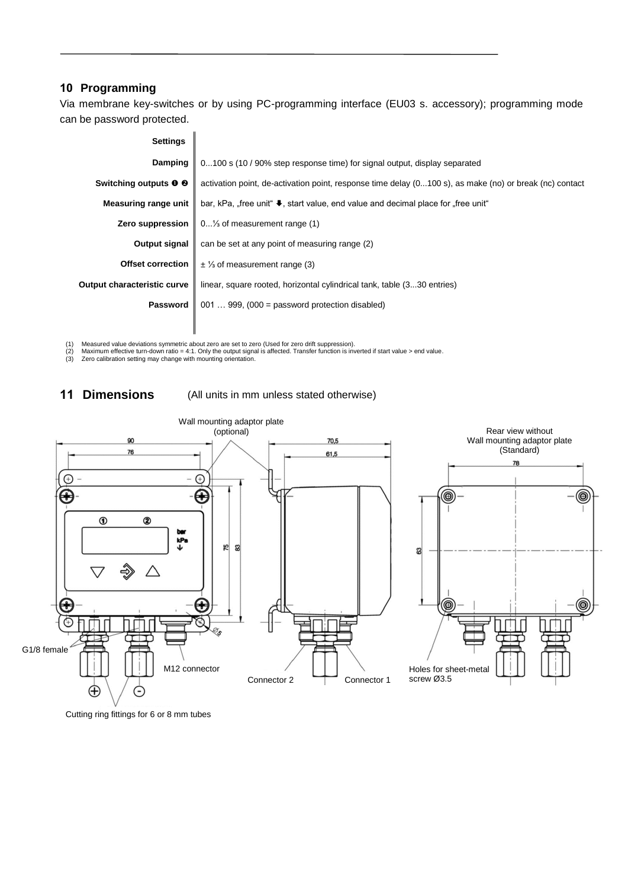## 10 Programming

Via membrane key-switches or by using PC-programming interface (EU03 s. accessory); programming mode can be password protected.

| Settings | |
|---|---|
| Damping | 0...100 s (10 / 90% step response time) for signal output, display separated |
| Switching outputs ❶ ❷ | activation point, de-activation point, response time delay (0...100 s), as make (no) or break (nc) contact |
| Measuring range unit | bar, kPa, „free unit" 🠗, start value, end value and decimal place for „free unit" |
| Zero suppression | 0...⅓ of measurement range (1) |
| Output signal | can be set at any point of measuring range (2) |
| Offset correction | ± ⅓ of measurement range (3) |
| Output characteristic curve | linear, square rooted, horizontal cylindrical tank, table (3...30 entries) |
| Password | 001 … 999, (000 = password protection disabled) |

(1) Measured value deviations symmetric about zero are set to zero (Used for zero drift suppression).
(2) Maximum effective turn-down ratio = 4:1. Only the output signal is affected. Transfer function is inverted if start value > end value.
(3) Zero calibration setting may change with mounting orientation.

## 11 Dimensions (All units in mm unless stated otherwise)

Wall mounting adaptor plate (optional)

90
76
75
83
Ø5
bar
kPa
G1/8 female
M12 connector
Cutting ring fittings for 6 or 8 mm tubes

70,5
61,5
Connector 2
Connector 1

Rear view without Wall mounting adaptor plate (Standard)
78
63
Holes for sheet-metal screw Ø3.5